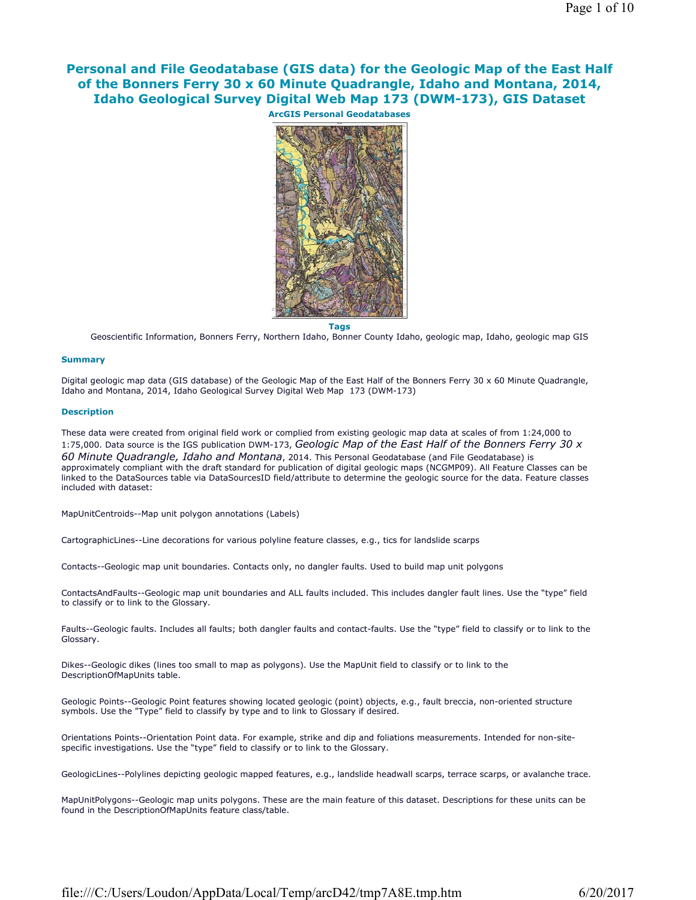# Personal and File Geodatabase (GIS data) for the Geologic Map of the East Half of the Bonners Ferry 30 x 60 Minute Quadrangle, Idaho and Montana, 2014, Idaho Geological Survey Digital Web Map 173 (DWM-173), GIS Dataset

**ArcGIS Personal Geodatabases**

**Tags**

Geoscientific Information, Bonners Ferry, Northern Idaho, Bonner County Idaho, geologic map, Idaho, geologic map GIS

### Summary

Digital geologic map data (GIS database) of the Geologic Map of the East Half of the Bonners Ferry 30 x 60 Minute Quadrangle, Idaho and Montana, 2014, Idaho Geological Survey Digital Web Map 173 (DWM-173)

### Description

These data were created from original field work or complied from existing geologic map data at scales of from 1:24,000 to 1:75,000. Data source is the IGS publication DWM-173, *Geologic Map of the East Half of the Bonners Ferry 30 x 60 Minute Quadrangle, Idaho and Montana*, 2014. This Personal Geodatabase (and File Geodatabase) is approximately compliant with the draft standard for publication of digital geologic maps (NCGMP09). All Feature Classes can be linked to the DataSources table via DataSourcesID field/attribute to determine the geologic source for the data. Feature classes included with dataset:

MapUnitCentroids--Map unit polygon annotations (Labels)

CartographicLines--Line decorations for various polyline feature classes, e.g., tics for landslide scarps

Contacts--Geologic map unit boundaries. Contacts only, no dangler faults. Used to build map unit polygons

ContactsAndFaults--Geologic map unit boundaries and ALL faults included. This includes dangler fault lines. Use the "type" field to classify or to link to the Glossary.

Faults--Geologic faults. Includes all faults; both dangler faults and contact-faults. Use the "type" field to classify or to link to the Glossary.

Dikes--Geologic dikes (lines too small to map as polygons). Use the MapUnit field to classify or to link to the DescriptionOfMapUnits table.

Geologic Points--Geologic Point features showing located geologic (point) objects, e.g., fault breccia, non-oriented structure symbols. Use the "Type" field to classify by type and to link to Glossary if desired.

Orientations Points--Orientation Point data. For example, strike and dip and foliations measurements. Intended for non-site-specific investigations. Use the "type" field to classify or to link to the Glossary.

GeologicLines--Polylines depicting geologic mapped features, e.g., landslide headwall scarps, terrace scarps, or avalanche trace.

MapUnitPolygons--Geologic map units polygons. These are the main feature of this dataset. Descriptions for these units can be found in the DescriptionOfMapUnits feature class/table.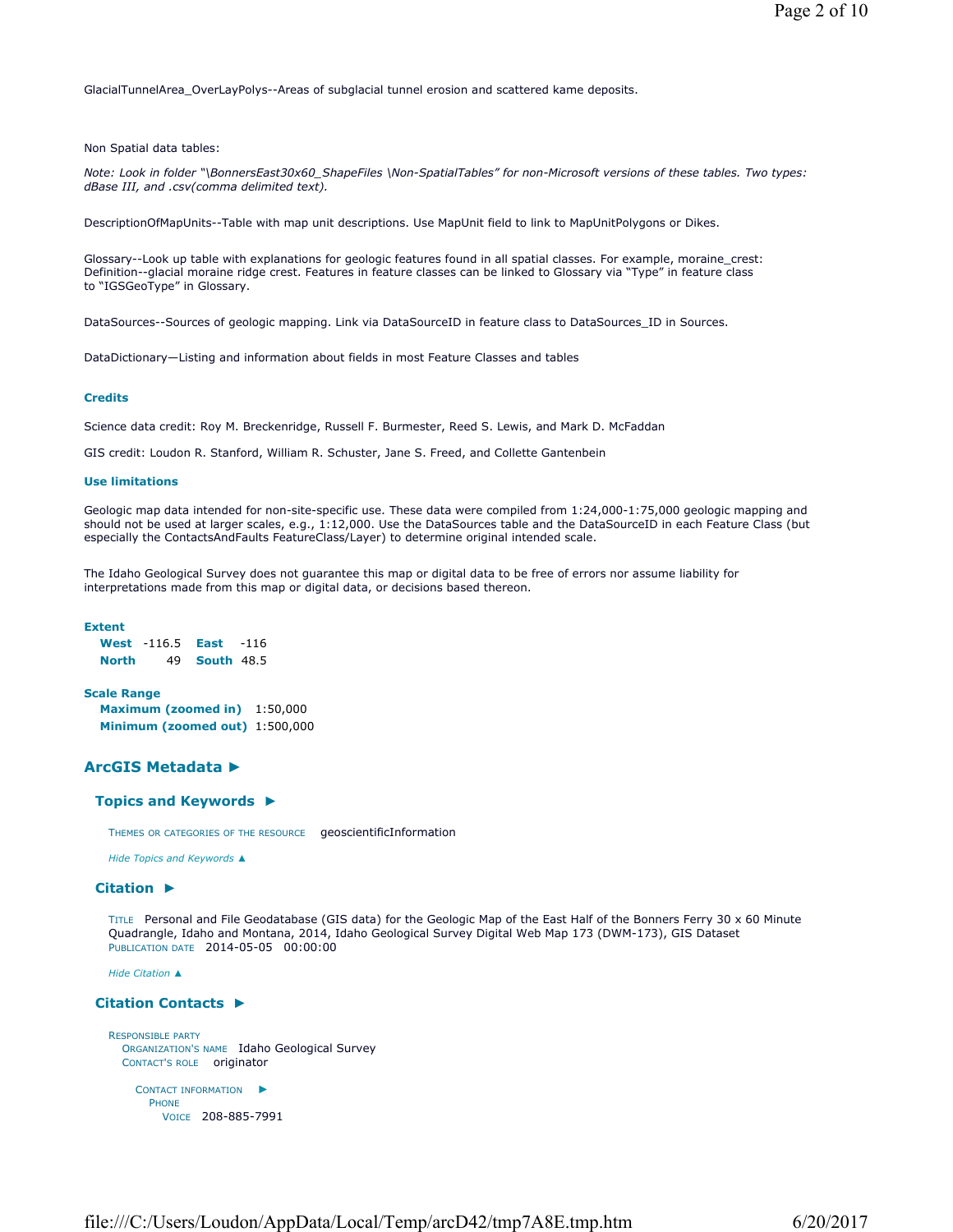GlacialTunnelArea_OverLayPolys--Areas of subglacial tunnel erosion and scattered kame deposits.

Non Spatial data tables:

*Note: Look in folder "\BonnersEast30x60_ShapeFiles \Non-SpatialTables" for non-Microsoft versions of these tables. Two types: dBase III, and .csv(comma delimited text).*

DescriptionOfMapUnits--Table with map unit descriptions. Use MapUnit field to link to MapUnitPolygons or Dikes.

Glossary--Look up table with explanations for geologic features found in all spatial classes. For example, moraine_crest: Definition--glacial moraine ridge crest. Features in feature classes can be linked to Glossary via "Type" in feature class to "IGSGeoType" in Glossary.

DataSources--Sources of geologic mapping. Link via DataSourceID in feature class to DataSources_ID in Sources.

DataDictionary—Listing and information about fields in most Feature Classes and tables

#### Credits

Science data credit: Roy M. Breckenridge, Russell F. Burmester, Reed S. Lewis, and Mark D. McFaddan

GIS credit: Loudon R. Stanford, William R. Schuster, Jane S. Freed, and Collette Gantenbein

#### Use limitations

Geologic map data intended for non-site-specific use. These data were compiled from 1:24,000-1:75,000 geologic mapping and should not be used at larger scales, e.g., 1:12,000. Use the DataSources table and the DataSourceID in each Feature Class (but especially the ContactsAndFaults FeatureClass/Layer) to determine original intended scale.

The Idaho Geological Survey does not guarantee this map or digital data to be free of errors nor assume liability for interpretations made from this map or digital data, or decisions based thereon.

#### Extent

**West** -116.5 **East** -116
**North** 49 **South** 48.5

#### Scale Range

**Maximum (zoomed in)** 1:50,000
**Minimum (zoomed out)** 1:500,000

## ArcGIS Metadata ►

### Topics and Keywords ►

THEMES OR CATEGORIES OF THE RESOURCE geoscientificInformation

*Hide Topics and Keywords ▲*

### Citation ►

TITLE Personal and File Geodatabase (GIS data) for the Geologic Map of the East Half of the Bonners Ferry 30 x 60 Minute Quadrangle, Idaho and Montana, 2014, Idaho Geological Survey Digital Web Map 173 (DWM-173), GIS Dataset
PUBLICATION DATE 2014-05-05 00:00:00

*Hide Citation ▲*

### Citation Contacts ►

RESPONSIBLE PARTY
ORGANIZATION'S NAME Idaho Geological Survey
CONTACT'S ROLE originator

CONTACT INFORMATION ►
PHONE
VOICE 208-885-7991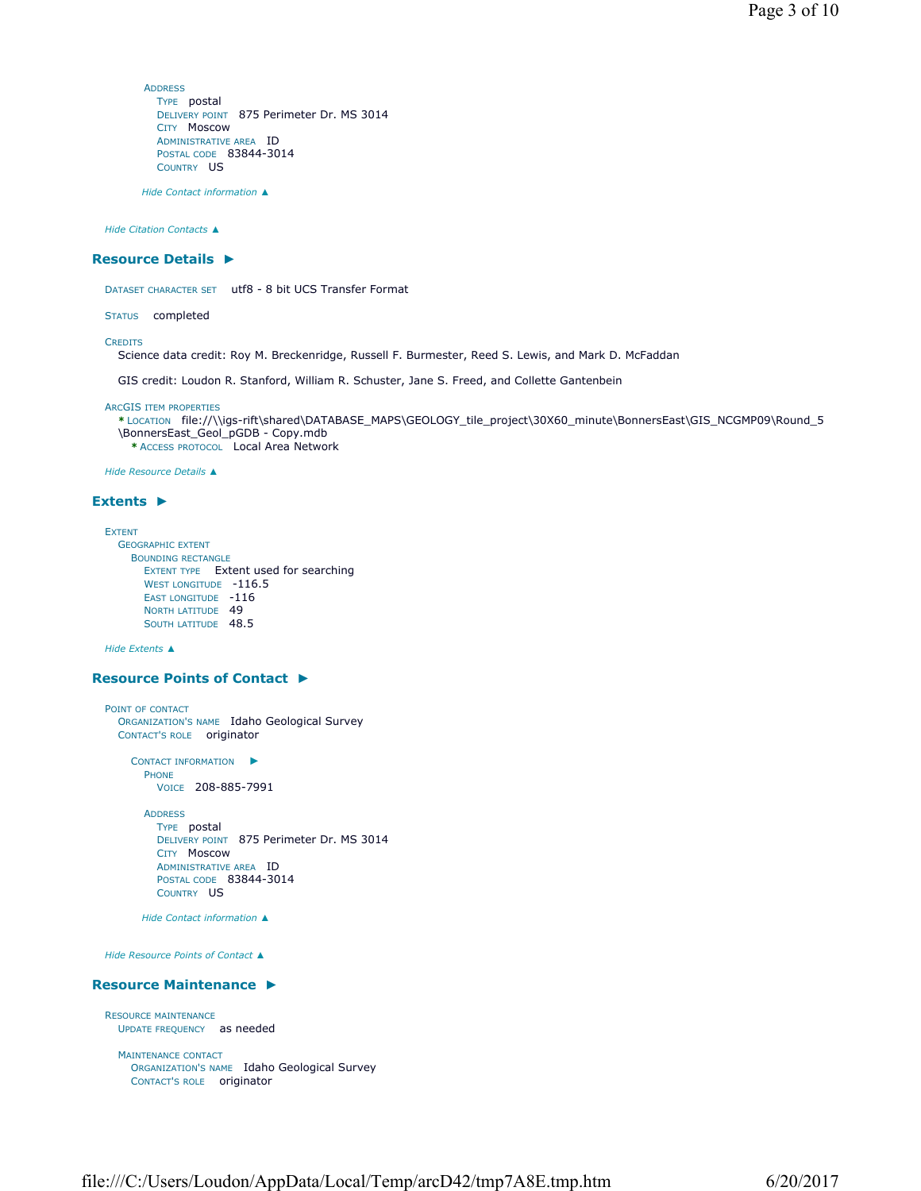Address
Type postal
Delivery point 875 Perimeter Dr. MS 3014
City Moscow
Administrative area ID
Postal code 83844-3014
Country US

*Hide Contact information ▲*

*Hide Citation Contacts ▲*

## Resource Details ►

Dataset character set utf8 - 8 bit UCS Transfer Format

Status completed

Credits
Science data credit: Roy M. Breckenridge, Russell F. Burmester, Reed S. Lewis, and Mark D. McFaddan

GIS credit: Loudon R. Stanford, William R. Schuster, Jane S. Freed, and Collette Gantenbein

ArcGIS item properties
* Location file://\\igs-rift\shared\DATABASE_MAPS\GEOLOGY_tile_project\30X60_minute\BonnersEast\GIS_NCGMP09\Round_5\BonnersEast_Geol_pGDB - Copy.mdb
* Access protocol Local Area Network

*Hide Resource Details ▲*

## Extents ►

Extent
Geographic extent
Bounding rectangle
Extent type Extent used for searching
West longitude -116.5
East longitude -116
North latitude 49
South latitude 48.5

*Hide Extents ▲*

## Resource Points of Contact ►

Point of contact
Organization's name Idaho Geological Survey
Contact's role originator

Contact information ►
Phone
Voice 208-885-7991

Address
Type postal
Delivery point 875 Perimeter Dr. MS 3014
City Moscow
Administrative area ID
Postal code 83844-3014
Country US

*Hide Contact information ▲*

*Hide Resource Points of Contact ▲*

## Resource Maintenance ►

Resource maintenance
Update frequency as needed

Maintenance contact
Organization's name Idaho Geological Survey
Contact's role originator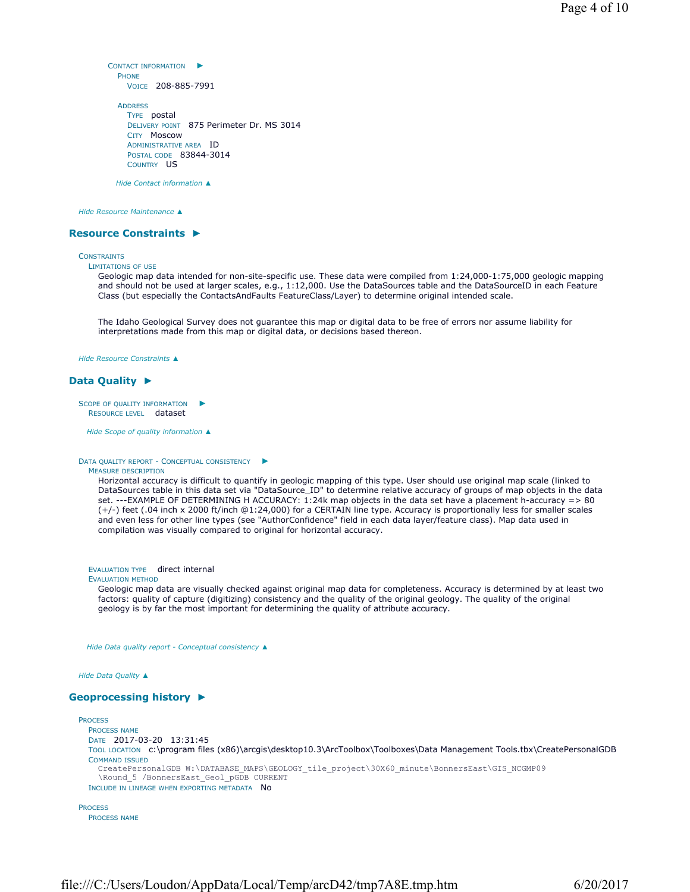Contact information ►

Phone

Voice 208-885-7991

Address

Type postal

Delivery point 875 Perimeter Dr. MS 3014

City Moscow

Administrative area ID

Postal code 83844-3014

Country US

*Hide Contact information ▲*

*Hide Resource Maintenance ▲*

## Resource Constraints ►

Constraints

Limitations of use

Geologic map data intended for non-site-specific use. These data were compiled from 1:24,000-1:75,000 geologic mapping and should not be used at larger scales, e.g., 1:12,000. Use the DataSources table and the DataSourceID in each Feature Class (but especially the ContactsAndFaults FeatureClass/Layer) to determine original intended scale.

The Idaho Geological Survey does not guarantee this map or digital data to be free of errors nor assume liability for interpretations made from this map or digital data, or decisions based thereon.

*Hide Resource Constraints ▲*

## Data Quality ►

Scope of quality information ►

Resource level dataset

*Hide Scope of quality information ▲*

Data quality report - Conceptual consistency ►

Measure description

Horizontal accuracy is difficult to quantify in geologic mapping of this type. User should use original map scale (linked to DataSources table in this data set via "DataSource_ID" to determine relative accuracy of groups of map objects in the data set. ---EXAMPLE OF DETERMINING H ACCURACY: 1:24k map objects in the data set have a placement h-accuracy => 80 (+/-) feet (.04 inch x 2000 ft/inch @1:24,000) for a CERTAIN line type. Accuracy is proportionally less for smaller scales and even less for other line types (see "AuthorConfidence" field in each data layer/feature class). Map data used in compilation was visually compared to original for horizontal accuracy.

Evaluation type direct internal

Evaluation method

Geologic map data are visually checked against original map data for completeness. Accuracy is determined by at least two factors: quality of capture (digitizing) consistency and the quality of the original geology. The quality of the original geology is by far the most important for determining the quality of attribute accuracy.

*Hide Data quality report - Conceptual consistency ▲*

*Hide Data Quality ▲*

## Geoprocessing history ►

Process

Process name

Date 2017-03-20 13:31:45

Tool location c:\program files (x86)\arcgis\desktop10.3\ArcToolbox\Toolboxes\Data Management Tools.tbx\CreatePersonalGDB

Command issued

```
CreatePersonalGDB W:\DATABASE_MAPS\GEOLOGY_tile_project\30X60_minute\BonnersEast\GIS_NCGMP09
\Round_5 /BonnersEast_Geol_pGDB CURRENT
```

Include in lineage when exporting metadata No

Process

Process name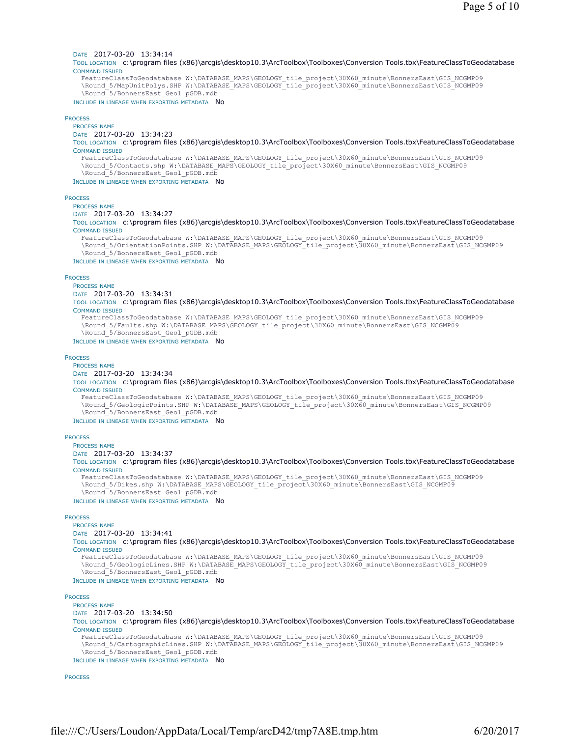Date 2017-03-20 13:34:14
Tool location c:\program files (x86)\arcgis\desktop10.3\ArcToolbox\Toolboxes\Conversion Tools.tbx\FeatureClassToGeodatabase
Command issued
```
FeatureClassToGeodatabase W:\DATABASE_MAPS\GEOLOGY_tile_project\30X60_minute\BonnersEast\GIS_NCGMP09
\Round_5/MapUnitPolys.SHP W:\DATABASE_MAPS\GEOLOGY_tile_project\30X60_minute\BonnersEast\GIS_NCGMP09
\Round_5/BonnersEast_Geol_pGDB.mdb
```
Include in lineage when exporting metadata No

Process
Process name
Date 2017-03-20 13:34:23
Tool location c:\program files (x86)\arcgis\desktop10.3\ArcToolbox\Toolboxes\Conversion Tools.tbx\FeatureClassToGeodatabase
Command issued
```
FeatureClassToGeodatabase W:\DATABASE_MAPS\GEOLOGY_tile_project\30X60_minute\BonnersEast\GIS_NCGMP09
\Round_5/Contacts.shp W:\DATABASE_MAPS\GEOLOGY_tile_project\30X60_minute\BonnersEast\GIS_NCGMP09
\Round_5/BonnersEast_Geol_pGDB.mdb
```
Include in lineage when exporting metadata No

Process
Process name
Date 2017-03-20 13:34:27
Tool location c:\program files (x86)\arcgis\desktop10.3\ArcToolbox\Toolboxes\Conversion Tools.tbx\FeatureClassToGeodatabase
Command issued
```
FeatureClassToGeodatabase W:\DATABASE_MAPS\GEOLOGY_tile_project\30X60_minute\BonnersEast\GIS_NCGMP09
\Round_5/OrientationPoints.SHP W:\DATABASE_MAPS\GEOLOGY_tile_project\30X60_minute\BonnersEast\GIS_NCGMP09
\Round_5/BonnersEast_Geol_pGDB.mdb
```
Include in lineage when exporting metadata No

Process
Process name
Date 2017-03-20 13:34:31
Tool location c:\program files (x86)\arcgis\desktop10.3\ArcToolbox\Toolboxes\Conversion Tools.tbx\FeatureClassToGeodatabase
Command issued
```
FeatureClassToGeodatabase W:\DATABASE_MAPS\GEOLOGY_tile_project\30X60_minute\BonnersEast\GIS_NCGMP09
\Round_5/Faults.shp W:\DATABASE_MAPS\GEOLOGY_tile_project\30X60_minute\BonnersEast\GIS_NCGMP09
\Round_5/BonnersEast_Geol_pGDB.mdb
```
Include in lineage when exporting metadata No

Process
Process name
Date 2017-03-20 13:34:34
Tool location c:\program files (x86)\arcgis\desktop10.3\ArcToolbox\Toolboxes\Conversion Tools.tbx\FeatureClassToGeodatabase
Command issued
```
FeatureClassToGeodatabase W:\DATABASE_MAPS\GEOLOGY_tile_project\30X60_minute\BonnersEast\GIS_NCGMP09
\Round_5/GeologicPoints.SHP W:\DATABASE_MAPS\GEOLOGY_tile_project\30X60_minute\BonnersEast\GIS_NCGMP09
\Round_5/BonnersEast_Geol_pGDB.mdb
```
Include in lineage when exporting metadata No

Process
Process name
Date 2017-03-20 13:34:37
Tool location c:\program files (x86)\arcgis\desktop10.3\ArcToolbox\Toolboxes\Conversion Tools.tbx\FeatureClassToGeodatabase
Command issued
```
FeatureClassToGeodatabase W:\DATABASE_MAPS\GEOLOGY_tile_project\30X60_minute\BonnersEast\GIS_NCGMP09
\Round_5/Dikes.shp W:\DATABASE_MAPS\GEOLOGY_tile_project\30X60_minute\BonnersEast\GIS_NCGMP09
\Round_5/BonnersEast_Geol_pGDB.mdb
```
Include in lineage when exporting metadata No

Process
Process name
Date 2017-03-20 13:34:41
Tool location c:\program files (x86)\arcgis\desktop10.3\ArcToolbox\Toolboxes\Conversion Tools.tbx\FeatureClassToGeodatabase
Command issued
```
FeatureClassToGeodatabase W:\DATABASE_MAPS\GEOLOGY_tile_project\30X60_minute\BonnersEast\GIS_NCGMP09
\Round_5/GeologicLines.SHP W:\DATABASE_MAPS\GEOLOGY_tile_project\30X60_minute\BonnersEast\GIS_NCGMP09
\Round_5/BonnersEast_Geol_pGDB.mdb
```
Include in lineage when exporting metadata No

Process
Process name
Date 2017-03-20 13:34:50
Tool location c:\program files (x86)\arcgis\desktop10.3\ArcToolbox\Toolboxes\Conversion Tools.tbx\FeatureClassToGeodatabase
Command issued
```
FeatureClassToGeodatabase W:\DATABASE_MAPS\GEOLOGY_tile_project\30X60_minute\BonnersEast\GIS_NCGMP09
\Round_5/CartographicLines.SHP W:\DATABASE_MAPS\GEOLOGY_tile_project\30X60_minute\BonnersEast\GIS_NCGMP09
\Round_5/BonnersEast_Geol_pGDB.mdb
```
Include in lineage when exporting metadata No

Process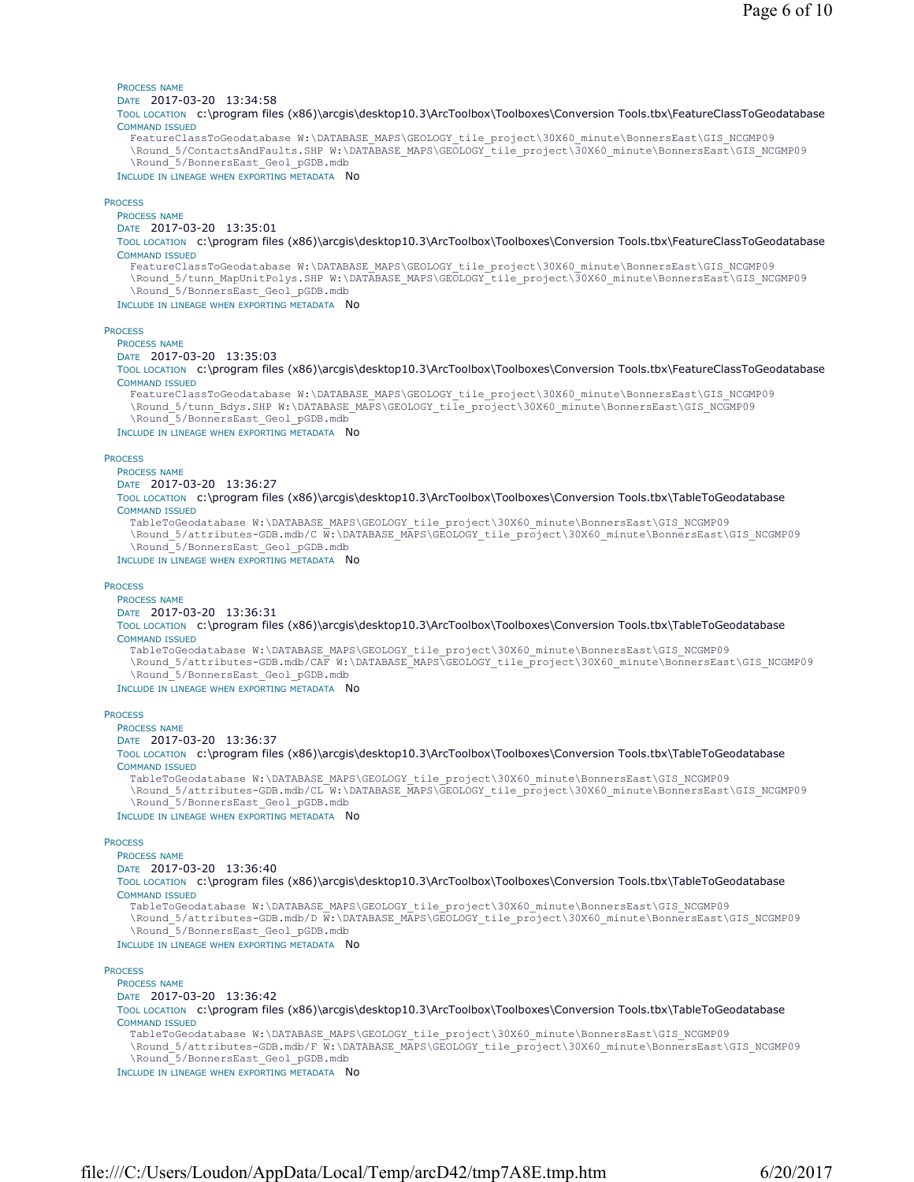PROCESS NAME
DATE 2017-03-20 13:34:58
TOOL LOCATION c:\program files (x86)\arcgis\desktop10.3\ArcToolbox\Toolboxes\Conversion Tools.tbx\FeatureClassToGeodatabase
COMMAND ISSUED
```
FeatureClassToGeodatabase W:\DATABASE_MAPS\GEOLOGY_tile_project\30X60_minute\BonnersEast\GIS_NCGMP09
\Round_5/ContactsAndFaults.SHP W:\DATABASE_MAPS\GEOLOGY_tile_project\30X60_minute\BonnersEast\GIS_NCGMP09
\Round_5/BonnersEast_Geol_pGDB.mdb
```
INCLUDE IN LINEAGE WHEN EXPORTING METADATA No

PROCESS
PROCESS NAME
DATE 2017-03-20 13:35:01
TOOL LOCATION c:\program files (x86)\arcgis\desktop10.3\ArcToolbox\Toolboxes\Conversion Tools.tbx\FeatureClassToGeodatabase
COMMAND ISSUED
```
FeatureClassToGeodatabase W:\DATABASE_MAPS\GEOLOGY_tile_project\30X60_minute\BonnersEast\GIS_NCGMP09
\Round_5/tunn_MapUnitPolys.SHP W:\DATABASE_MAPS\GEOLOGY_tile_project\30X60_minute\BonnersEast\GIS_NCGMP09
\Round_5/BonnersEast_Geol_pGDB.mdb
```
INCLUDE IN LINEAGE WHEN EXPORTING METADATA No

PROCESS
PROCESS NAME
DATE 2017-03-20 13:35:03
TOOL LOCATION c:\program files (x86)\arcgis\desktop10.3\ArcToolbox\Toolboxes\Conversion Tools.tbx\FeatureClassToGeodatabase
COMMAND ISSUED
```
FeatureClassToGeodatabase W:\DATABASE_MAPS\GEOLOGY_tile_project\30X60_minute\BonnersEast\GIS_NCGMP09
\Round_5/tunn_Bdys.SHP W:\DATABASE_MAPS\GEOLOGY_tile_project\30X60_minute\BonnersEast\GIS_NCGMP09
\Round_5/BonnersEast_Geol_pGDB.mdb
```
INCLUDE IN LINEAGE WHEN EXPORTING METADATA No

PROCESS
PROCESS NAME
DATE 2017-03-20 13:36:27
TOOL LOCATION c:\program files (x86)\arcgis\desktop10.3\ArcToolbox\Toolboxes\Conversion Tools.tbx\TableToGeodatabase
COMMAND ISSUED
```
TableToGeodatabase W:\DATABASE_MAPS\GEOLOGY_tile_project\30X60_minute\BonnersEast\GIS_NCGMP09
\Round_5/attributes-GDB.mdb/C W:\DATABASE_MAPS\GEOLOGY_tile_project\30X60_minute\BonnersEast\GIS_NCGMP09
\Round_5/BonnersEast_Geol_pGDB.mdb
```
INCLUDE IN LINEAGE WHEN EXPORTING METADATA No

PROCESS
PROCESS NAME
DATE 2017-03-20 13:36:31
TOOL LOCATION c:\program files (x86)\arcgis\desktop10.3\ArcToolbox\Toolboxes\Conversion Tools.tbx\TableToGeodatabase
COMMAND ISSUED
```
TableToGeodatabase W:\DATABASE_MAPS\GEOLOGY_tile_project\30X60_minute\BonnersEast\GIS_NCGMP09
\Round_5/attributes-GDB.mdb/CAF W:\DATABASE_MAPS\GEOLOGY_tile_project\30X60_minute\BonnersEast\GIS_NCGMP09
\Round_5/BonnersEast_Geol_pGDB.mdb
```
INCLUDE IN LINEAGE WHEN EXPORTING METADATA No

PROCESS
PROCESS NAME
DATE 2017-03-20 13:36:37
TOOL LOCATION c:\program files (x86)\arcgis\desktop10.3\ArcToolbox\Toolboxes\Conversion Tools.tbx\TableToGeodatabase
COMMAND ISSUED
```
TableToGeodatabase W:\DATABASE_MAPS\GEOLOGY_tile_project\30X60_minute\BonnersEast\GIS_NCGMP09
\Round_5/attributes-GDB.mdb/CL W:\DATABASE_MAPS\GEOLOGY_tile_project\30X60_minute\BonnersEast\GIS_NCGMP09
\Round_5/BonnersEast_Geol_pGDB.mdb
```
INCLUDE IN LINEAGE WHEN EXPORTING METADATA No

PROCESS
PROCESS NAME
DATE 2017-03-20 13:36:40
TOOL LOCATION c:\program files (x86)\arcgis\desktop10.3\ArcToolbox\Toolboxes\Conversion Tools.tbx\TableToGeodatabase
COMMAND ISSUED
```
TableToGeodatabase W:\DATABASE_MAPS\GEOLOGY_tile_project\30X60_minute\BonnersEast\GIS_NCGMP09
\Round_5/attributes-GDB.mdb/D W:\DATABASE_MAPS\GEOLOGY_tile_project\30X60_minute\BonnersEast\GIS_NCGMP09
\Round_5/BonnersEast_Geol_pGDB.mdb
```
INCLUDE IN LINEAGE WHEN EXPORTING METADATA No

PROCESS
PROCESS NAME
DATE 2017-03-20 13:36:42
TOOL LOCATION c:\program files (x86)\arcgis\desktop10.3\ArcToolbox\Toolboxes\Conversion Tools.tbx\TableToGeodatabase
COMMAND ISSUED
```
TableToGeodatabase W:\DATABASE_MAPS\GEOLOGY_tile_project\30X60_minute\BonnersEast\GIS_NCGMP09
\Round_5/attributes-GDB.mdb/F W:\DATABASE_MAPS\GEOLOGY_tile_project\30X60_minute\BonnersEast\GIS_NCGMP09
\Round_5/BonnersEast_Geol_pGDB.mdb
```
INCLUDE IN LINEAGE WHEN EXPORTING METADATA No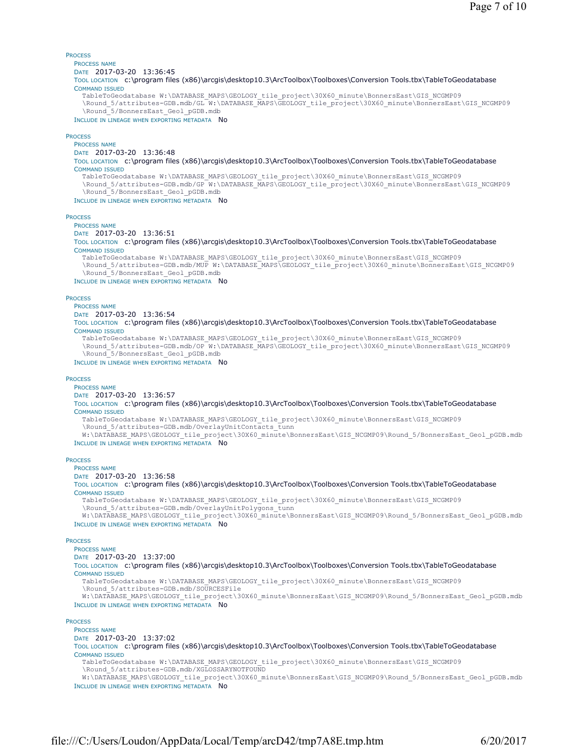PROCESS

PROCESS NAME

DATE 2017-03-20 13:36:45

TOOL LOCATION c:\program files (x86)\arcgis\desktop10.3\ArcToolbox\Toolboxes\Conversion Tools.tbx\TableToGeodatabase

COMMAND ISSUED

```
TableToGeodatabase W:\DATABASE_MAPS\GEOLOGY_tile_project\30X60_minute\BonnersEast\GIS_NCGMP09
\Round_5/attributes-GDB.mdb/GL W:\DATABASE_MAPS\GEOLOGY_tile_project\30X60_minute\BonnersEast\GIS_NCGMP09
\Round_5/BonnersEast_Geol_pGDB.mdb
```

INCLUDE IN LINEAGE WHEN EXPORTING METADATA No

PROCESS

PROCESS NAME

DATE 2017-03-20 13:36:48

TOOL LOCATION c:\program files (x86)\arcgis\desktop10.3\ArcToolbox\Toolboxes\Conversion Tools.tbx\TableToGeodatabase

COMMAND ISSUED

```
TableToGeodatabase W:\DATABASE_MAPS\GEOLOGY_tile_project\30X60_minute\BonnersEast\GIS_NCGMP09
\Round_5/attributes-GDB.mdb/GP W:\DATABASE_MAPS\GEOLOGY_tile_project\30X60_minute\BonnersEast\GIS_NCGMP09
\Round_5/BonnersEast_Geol_pGDB.mdb
```

INCLUDE IN LINEAGE WHEN EXPORTING METADATA No

PROCESS

PROCESS NAME

DATE 2017-03-20 13:36:51

TOOL LOCATION c:\program files (x86)\arcgis\desktop10.3\ArcToolbox\Toolboxes\Conversion Tools.tbx\TableToGeodatabase

COMMAND ISSUED

```
TableToGeodatabase W:\DATABASE_MAPS\GEOLOGY_tile_project\30X60_minute\BonnersEast\GIS_NCGMP09
\Round_5/attributes-GDB.mdb/MUP W:\DATABASE_MAPS\GEOLOGY_tile_project\30X60_minute\BonnersEast\GIS_NCGMP09
\Round_5/BonnersEast_Geol_pGDB.mdb
```

INCLUDE IN LINEAGE WHEN EXPORTING METADATA No

PROCESS

PROCESS NAME

DATE 2017-03-20 13:36:54

TOOL LOCATION c:\program files (x86)\arcgis\desktop10.3\ArcToolbox\Toolboxes\Conversion Tools.tbx\TableToGeodatabase

COMMAND ISSUED

```
TableToGeodatabase W:\DATABASE_MAPS\GEOLOGY_tile_project\30X60_minute\BonnersEast\GIS_NCGMP09
\Round_5/attributes-GDB.mdb/OP W:\DATABASE_MAPS\GEOLOGY_tile_project\30X60_minute\BonnersEast\GIS_NCGMP09
\Round_5/BonnersEast_Geol_pGDB.mdb
```

INCLUDE IN LINEAGE WHEN EXPORTING METADATA No

PROCESS

PROCESS NAME

DATE 2017-03-20 13:36:57

TOOL LOCATION c:\program files (x86)\arcgis\desktop10.3\ArcToolbox\Toolboxes\Conversion Tools.tbx\TableToGeodatabase

COMMAND ISSUED

```
TableToGeodatabase W:\DATABASE_MAPS\GEOLOGY_tile_project\30X60_minute\BonnersEast\GIS_NCGMP09
\Round_5/attributes-GDB.mdb/OverlayUnitContacts_tunn
W:\DATABASE_MAPS\GEOLOGY_tile_project\30X60_minute\BonnersEast\GIS_NCGMP09\Round_5/BonnersEast_Geol_pGDB.mdb
```

INCLUDE IN LINEAGE WHEN EXPORTING METADATA No

PROCESS

PROCESS NAME

DATE 2017-03-20 13:36:58

TOOL LOCATION c:\program files (x86)\arcgis\desktop10.3\ArcToolbox\Toolboxes\Conversion Tools.tbx\TableToGeodatabase

COMMAND ISSUED

```
TableToGeodatabase W:\DATABASE_MAPS\GEOLOGY_tile_project\30X60_minute\BonnersEast\GIS_NCGMP09
\Round_5/attributes-GDB.mdb/OverlayUnitPolygons_tunn
W:\DATABASE_MAPS\GEOLOGY_tile_project\30X60_minute\BonnersEast\GIS_NCGMP09\Round_5/BonnersEast_Geol_pGDB.mdb
```

INCLUDE IN LINEAGE WHEN EXPORTING METADATA No

PROCESS

PROCESS NAME

DATE 2017-03-20 13:37:00

TOOL LOCATION c:\program files (x86)\arcgis\desktop10.3\ArcToolbox\Toolboxes\Conversion Tools.tbx\TableToGeodatabase

COMMAND ISSUED

```
TableToGeodatabase W:\DATABASE_MAPS\GEOLOGY_tile_project\30X60_minute\BonnersEast\GIS_NCGMP09
\Round_5/attributes-GDB.mdb/SOURCESFile
W:\DATABASE_MAPS\GEOLOGY_tile_project\30X60_minute\BonnersEast\GIS_NCGMP09\Round_5/BonnersEast_Geol_pGDB.mdb
```

INCLUDE IN LINEAGE WHEN EXPORTING METADATA No

PROCESS

PROCESS NAME

DATE 2017-03-20 13:37:02

TOOL LOCATION c:\program files (x86)\arcgis\desktop10.3\ArcToolbox\Toolboxes\Conversion Tools.tbx\TableToGeodatabase

COMMAND ISSUED

```
TableToGeodatabase W:\DATABASE_MAPS\GEOLOGY_tile_project\30X60_minute\BonnersEast\GIS_NCGMP09
\Round_5/attributes-GDB.mdb/XGLOSSARYNOTFOUND
W:\DATABASE_MAPS\GEOLOGY_tile_project\30X60_minute\BonnersEast\GIS_NCGMP09\Round_5/BonnersEast_Geol_pGDB.mdb
```

INCLUDE IN LINEAGE WHEN EXPORTING METADATA No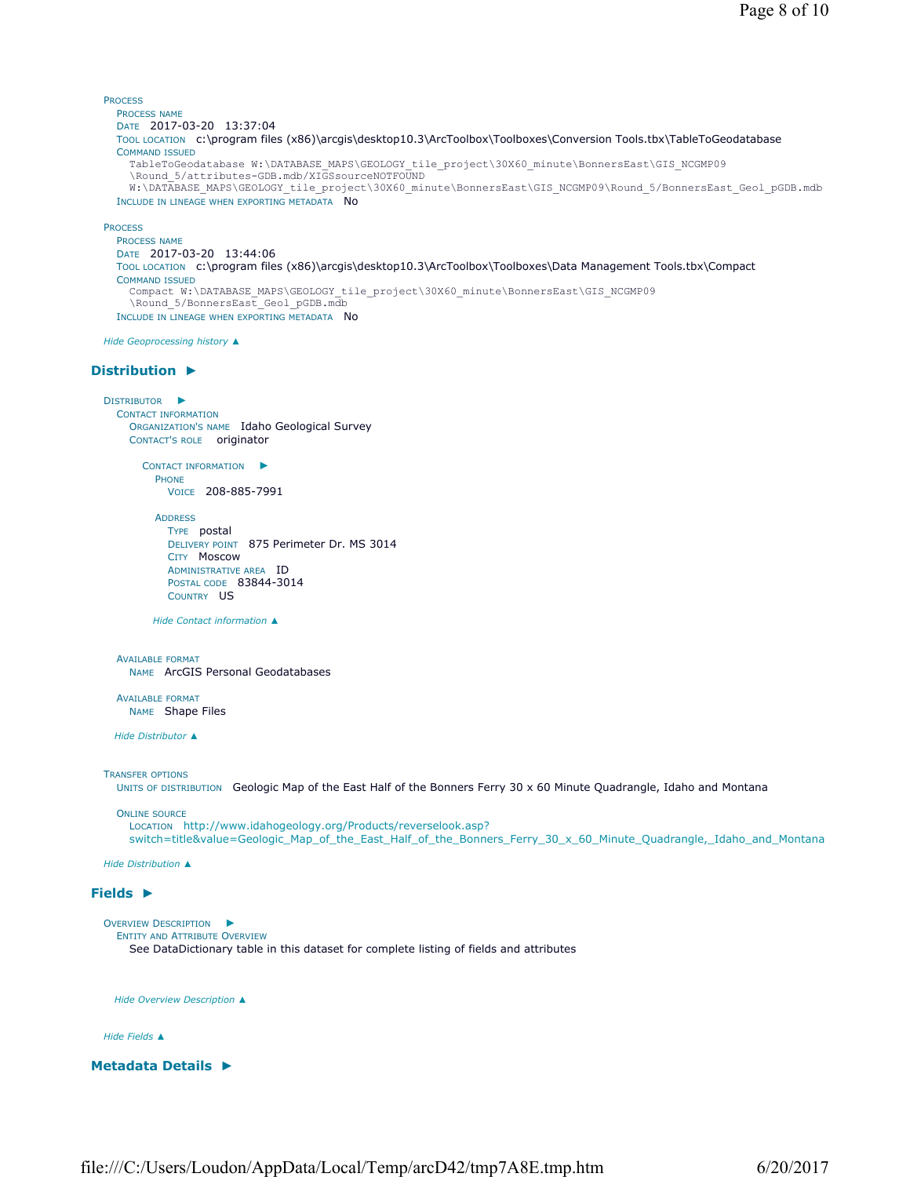PROCESS
PROCESS NAME
DATE 2017-03-20 13:37:04
TOOL LOCATION c:\program files (x86)\arcgis\desktop10.3\ArcToolbox\Toolboxes\Conversion Tools.tbx\TableToGeodatabase
COMMAND ISSUED

```
TableToGeodatabase W:\DATABASE_MAPS\GEOLOGY_tile_project\30X60_minute\BonnersEast\GIS_NCGMP09
\Round_5/attributes-GDB.mdb/XIGSsourceNOTFOUND
W:\DATABASE_MAPS\GEOLOGY_tile_project\30X60_minute\BonnersEast\GIS_NCGMP09\Round_5/BonnersEast_Geol_pGDB.mdb
```

INCLUDE IN LINEAGE WHEN EXPORTING METADATA No

PROCESS
PROCESS NAME
DATE 2017-03-20 13:44:06
TOOL LOCATION c:\program files (x86)\arcgis\desktop10.3\ArcToolbox\Toolboxes\Data Management Tools.tbx\Compact
COMMAND ISSUED

```
Compact W:\DATABASE_MAPS\GEOLOGY_tile_project\30X60_minute\BonnersEast\GIS_NCGMP09
\Round_5/BonnersEast_Geol_pGDB.mdb
```

INCLUDE IN LINEAGE WHEN EXPORTING METADATA No

*Hide Geoprocessing history ▲*

## Distribution ►

DISTRIBUTOR ►
CONTACT INFORMATION
ORGANIZATION'S NAME Idaho Geological Survey
CONTACT'S ROLE originator

CONTACT INFORMATION ►
PHONE
VOICE 208-885-7991

ADDRESS
TYPE postal
DELIVERY POINT 875 Perimeter Dr. MS 3014
CITY Moscow
ADMINISTRATIVE AREA ID
POSTAL CODE 83844-3014
COUNTRY US

*Hide Contact information ▲*

AVAILABLE FORMAT
NAME ArcGIS Personal Geodatabases

AVAILABLE FORMAT
NAME Shape Files

*Hide Distributor ▲*

TRANSFER OPTIONS
UNITS OF DISTRIBUTION Geologic Map of the East Half of the Bonners Ferry 30 x 60 Minute Quadrangle, Idaho and Montana

ONLINE SOURCE
LOCATION http://www.idahogeology.org/Products/reverselook.asp?switch=title&value=Geologic_Map_of_the_East_Half_of_the_Bonners_Ferry_30_x_60_Minute_Quadrangle,_Idaho_and_Montana

*Hide Distribution ▲*

## Fields ►

OVERVIEW DESCRIPTION ►
ENTITY AND ATTRIBUTE OVERVIEW
See DataDictionary table in this dataset for complete listing of fields and attributes

*Hide Overview Description ▲*

*Hide Fields ▲*

## Metadata Details ►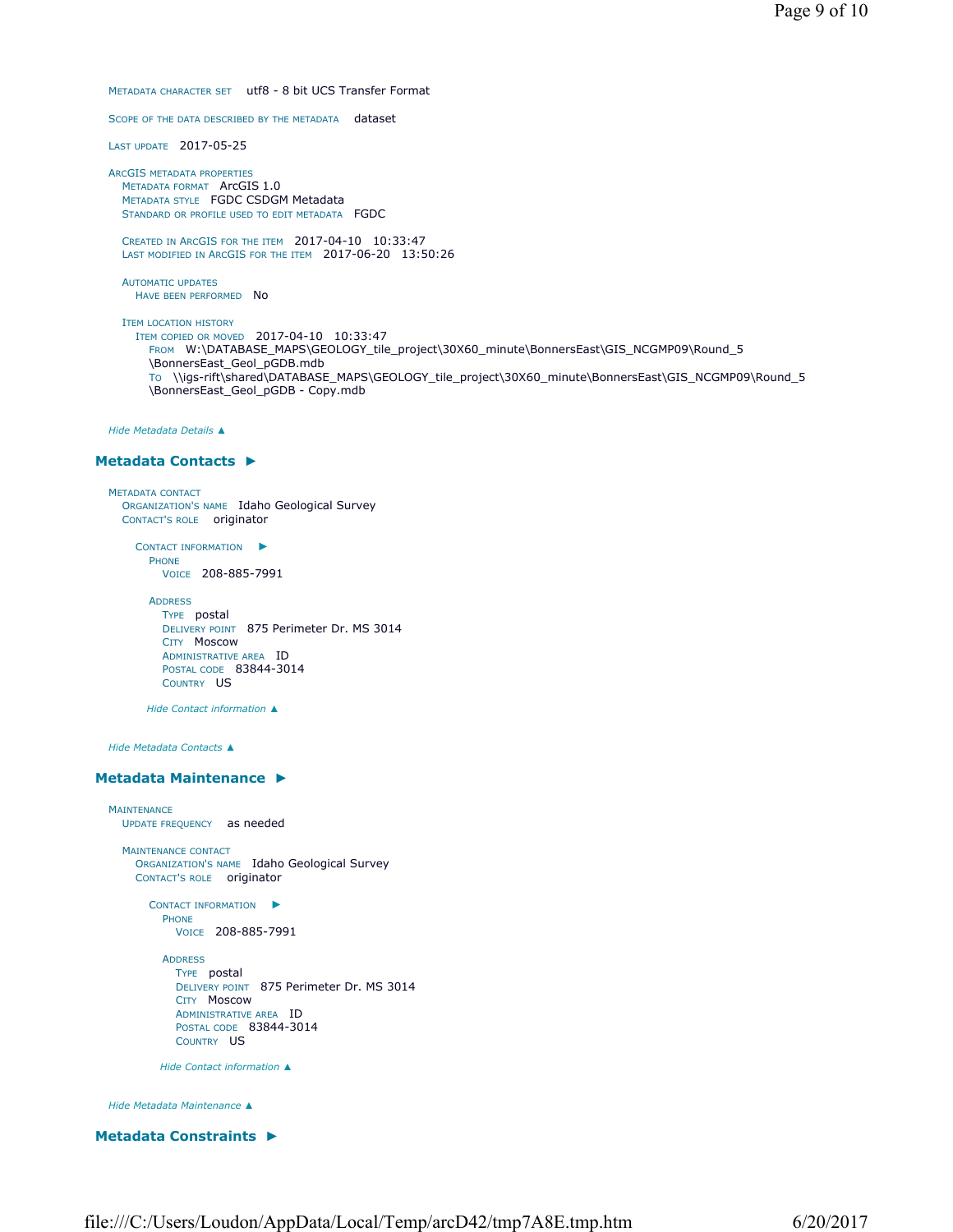METADATA CHARACTER SET utf8 - 8 bit UCS Transfer Format

SCOPE OF THE DATA DESCRIBED BY THE METADATA dataset

LAST UPDATE 2017-05-25

ARCGIS METADATA PROPERTIES
- METADATA FORMAT ArcGIS 1.0
- METADATA STYLE FGDC CSDGM Metadata
- STANDARD OR PROFILE USED TO EDIT METADATA FGDC

- CREATED IN ARCGIS FOR THE ITEM 2017-04-10 10:33:47
- LAST MODIFIED IN ARCGIS FOR THE ITEM 2017-06-20 13:50:26

- AUTOMATIC UPDATES
  - HAVE BEEN PERFORMED No

- ITEM LOCATION HISTORY
  - ITEM COPIED OR MOVED 2017-04-10 10:33:47
    - FROM W:\DATABASE_MAPS\GEOLOGY_tile_project\30X60_minute\BonnersEast\GIS_NCGMP09\Round_5\BonnersEast_Geol_pGDB.mdb
    - TO \\igs-rift\shared\DATABASE_MAPS\GEOLOGY_tile_project\30X60_minute\BonnersEast\GIS_NCGMP09\Round_5\BonnersEast_Geol_pGDB - Copy.mdb

*Hide Metadata Details ▲*

## Metadata Contacts ►

METADATA CONTACT
- ORGANIZATION'S NAME Idaho Geological Survey
- CONTACT'S ROLE originator

  - CONTACT INFORMATION ►
    - PHONE
      - VOICE 208-885-7991

    - ADDRESS
      - TYPE postal
      - DELIVERY POINT 875 Perimeter Dr. MS 3014
      - CITY Moscow
      - ADMINISTRATIVE AREA ID
      - POSTAL CODE 83844-3014
      - COUNTRY US

    *Hide Contact information ▲*

*Hide Metadata Contacts ▲*

## Metadata Maintenance ►

MAINTENANCE
- UPDATE FREQUENCY as needed

- MAINTENANCE CONTACT
  - ORGANIZATION'S NAME Idaho Geological Survey
  - CONTACT'S ROLE originator

    - CONTACT INFORMATION ►
      - PHONE
        - VOICE 208-885-7991

      - ADDRESS
        - TYPE postal
        - DELIVERY POINT 875 Perimeter Dr. MS 3014
        - CITY Moscow
        - ADMINISTRATIVE AREA ID
        - POSTAL CODE 83844-3014
        - COUNTRY US

      *Hide Contact information ▲*

*Hide Metadata Maintenance ▲*

## Metadata Constraints ►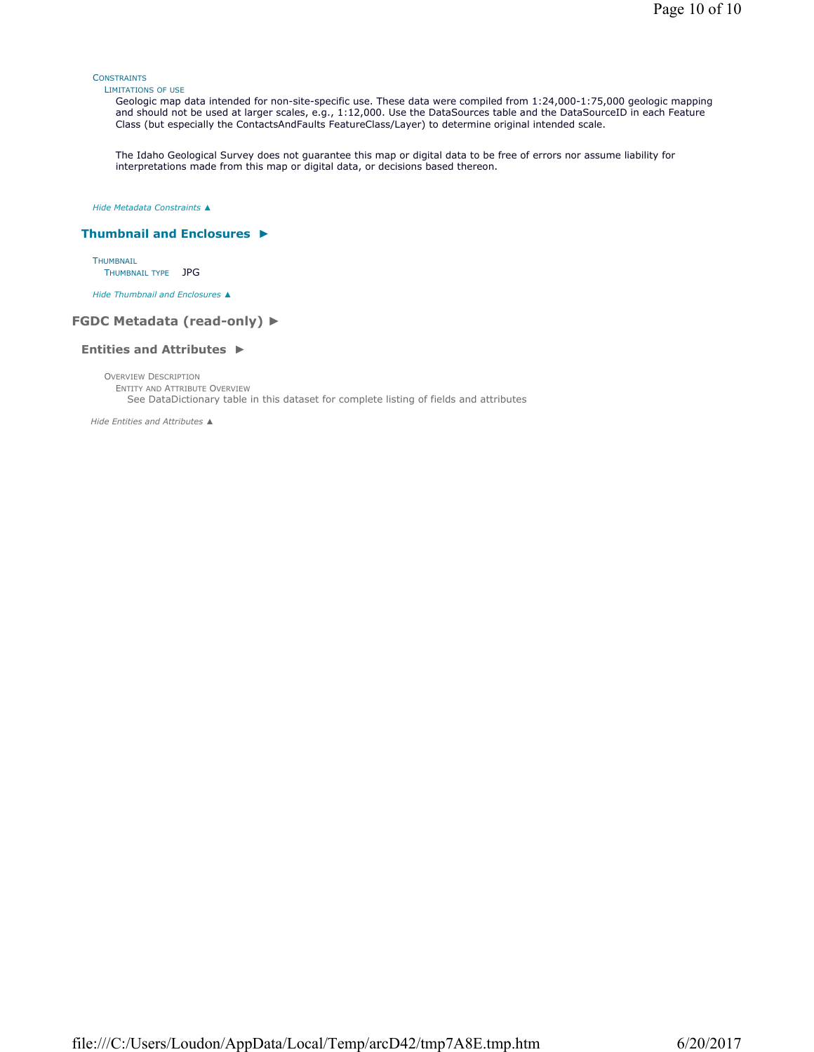Constraints

Limitations of use

Geologic map data intended for non-site-specific use. These data were compiled from 1:24,000-1:75,000 geologic mapping and should not be used at larger scales, e.g., 1:12,000. Use the DataSources table and the DataSourceID in each Feature Class (but especially the ContactsAndFaults FeatureClass/Layer) to determine original intended scale.

The Idaho Geological Survey does not guarantee this map or digital data to be free of errors nor assume liability for interpretations made from this map or digital data, or decisions based thereon.

*Hide Metadata Constraints ▲*

### Thumbnail and Enclosures ►

Thumbnail

Thumbnail type JPG

*Hide Thumbnail and Enclosures ▲*

## FGDC Metadata (read-only) ►

### Entities and Attributes ►

Overview Description

Entity and Attribute Overview

See DataDictionary table in this dataset for complete listing of fields and attributes

*Hide Entities and Attributes ▲*